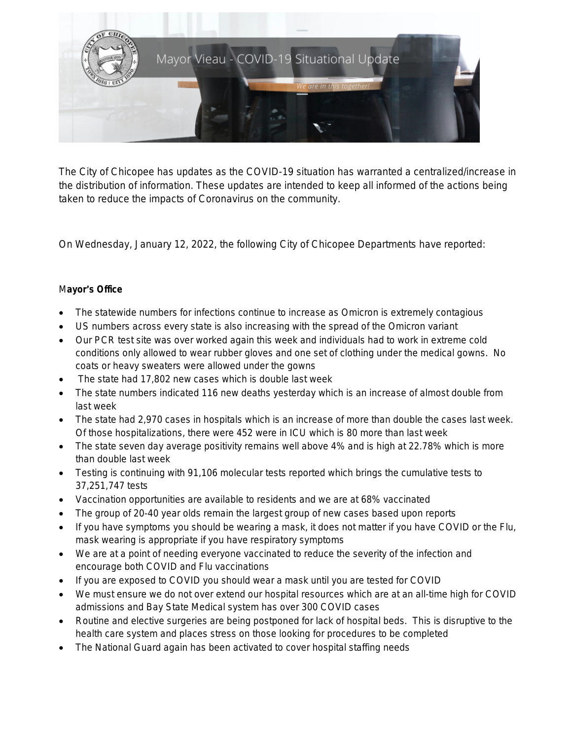Mayor Vieau - COVID-19 Situational Update

*We are in this together!*

The City of Chicopee has updates as the COVID-19 situation has warranted a centralized/increase in the distribution of information. These updates are intended to keep all informed of the actions being taken to reduce the impacts of Coronavirus on the community.

On Wednesday, January 12, 2022, the following City of Chicopee Departments have reported:

**Mayor's Office**

- The statewide numbers for infections continue to increase as Omicron is extremely contagious
- US numbers across every state is also increasing with the spread of the Omicron variant
- Our PCR test site was over worked again this week and individuals had to work in extreme cold conditions only allowed to wear rubber gloves and one set of clothing under the medical gowns. No coats or heavy sweaters were allowed under the gowns
- The state had 17,802 new cases which is double last week
- The state numbers indicated 116 new deaths yesterday which is an increase of almost double from last week
- The state had 2,970 cases in hospitals which is an increase of more than double the cases last week. Of those hospitalizations, there were 452 were in ICU which is 80 more than last week
- The state seven day average positivity remains well above 4% and is high at 22.78% which is more than double last week
- Testing is continuing with 91,106 molecular tests reported which brings the cumulative tests to 37,251,747 tests
- Vaccination opportunities are available to residents and we are at 68% vaccinated
- The group of 20-40 year olds remain the largest group of new cases based upon reports
- If you have symptoms you should be wearing a mask, it does not matter if you have COVID or the Flu, mask wearing is appropriate if you have respiratory symptoms
- We are at a point of needing everyone vaccinated to reduce the severity of the infection and encourage both COVID and Flu vaccinations
- If you are exposed to COVID you should wear a mask until you are tested for COVID
- We must ensure we do not over extend our hospital resources which are at an all-time high for COVID admissions and Bay State Medical system has over 300 COVID cases
- Routine and elective surgeries are being postponed for lack of hospital beds. This is disruptive to the health care system and places stress on those looking for procedures to be completed
- The National Guard again has been activated to cover hospital staffing needs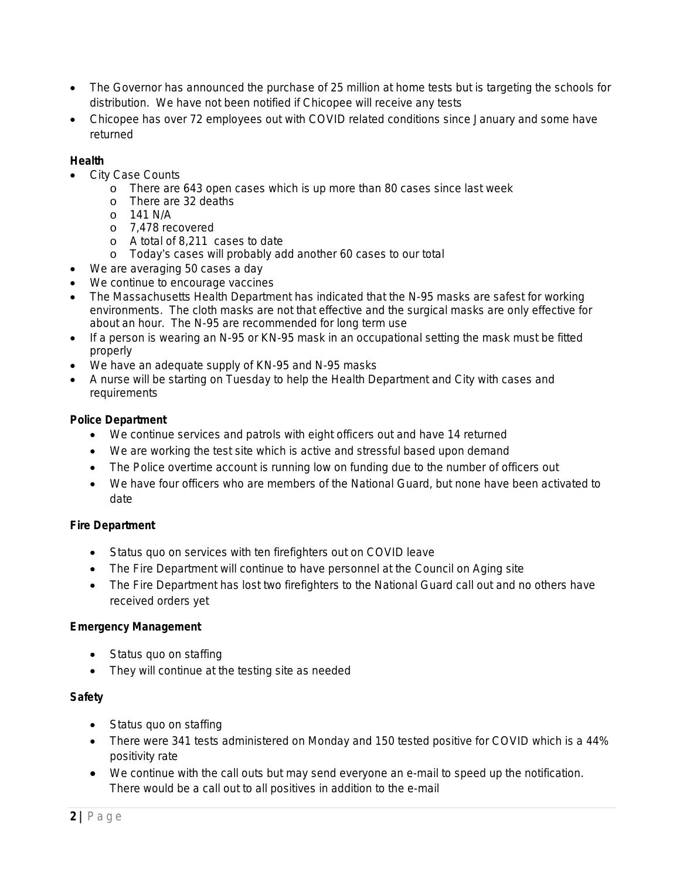- The Governor has announced the purchase of 25 million at home tests but is targeting the schools for distribution. We have not been notified if Chicopee will receive any tests
- Chicopee has over 72 employees out with COVID related conditions since January and some have returned

**Health**

- City Case Counts
  - There are 643 open cases which is up more than 80 cases since last week
  - There are 32 deaths
  - 141 N/A
  - 7,478 recovered
  - A total of 8,211 cases to date
  - Today's cases will probably add another 60 cases to our total
- We are averaging 50 cases a day
- We continue to encourage vaccines
- The Massachusetts Health Department has indicated that the N-95 masks are safest for working environments. The cloth masks are not that effective and the surgical masks are only effective for about an hour. The N-95 are recommended for long term use
- If a person is wearing an N-95 or KN-95 mask in an occupational setting the mask must be fitted properly
- We have an adequate supply of KN-95 and N-95 masks
- A nurse will be starting on Tuesday to help the Health Department and City with cases and requirements

**Police Department**

- We continue services and patrols with eight officers out and have 14 returned
- We are working the test site which is active and stressful based upon demand
- The Police overtime account is running low on funding due to the number of officers out
- We have four officers who are members of the National Guard, but none have been activated to date

**Fire Department**

- Status quo on services with ten firefighters out on COVID leave
- The Fire Department will continue to have personnel at the Council on Aging site
- The Fire Department has lost two firefighters to the National Guard call out and no others have received orders yet

**Emergency Management**

- Status quo on staffing
- They will continue at the testing site as needed

**Safety**

- Status quo on staffing
- There were 341 tests administered on Monday and 150 tested positive for COVID which is a 44% positivity rate
- We continue with the call outs but may send everyone an e-mail to speed up the notification. There would be a call out to all positives in addition to the e-mail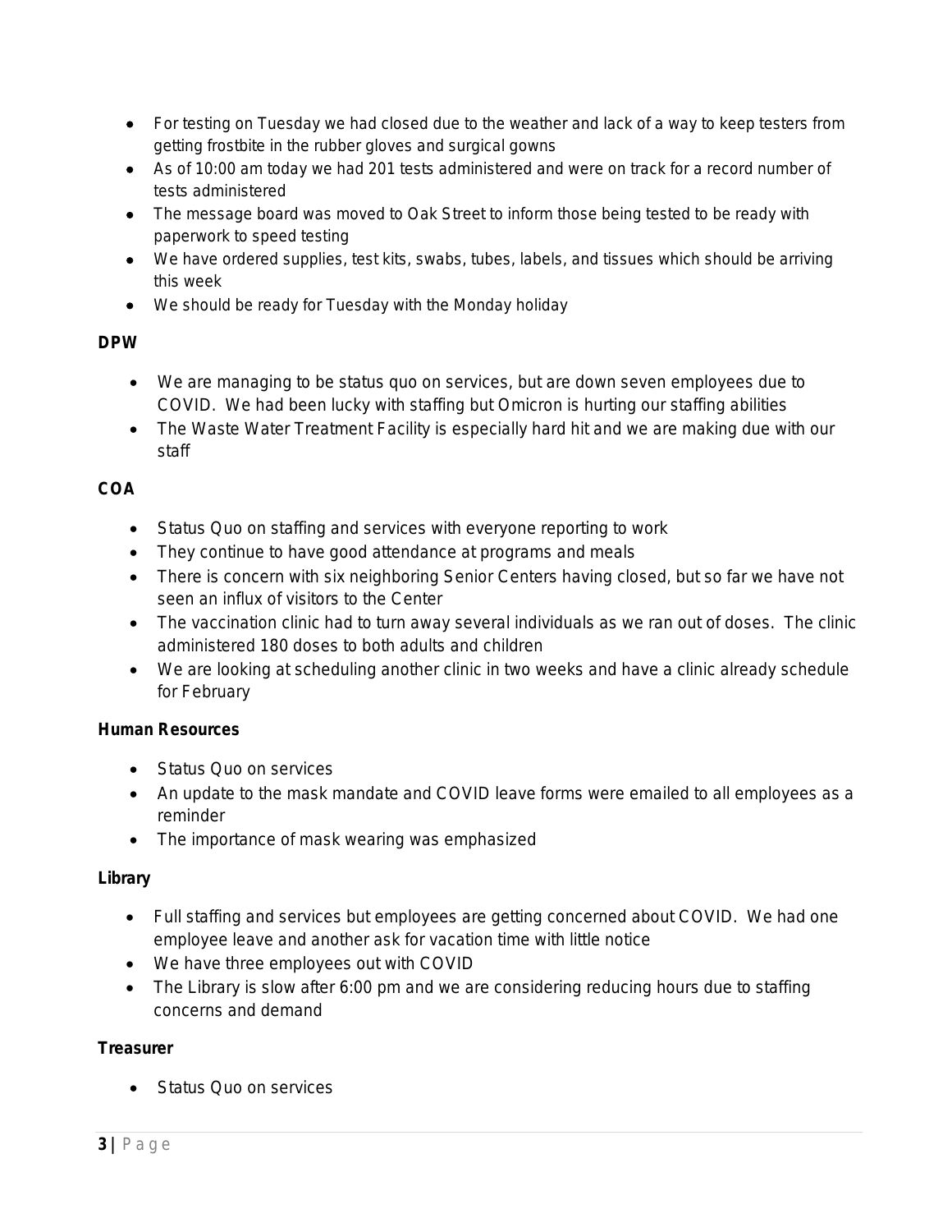- For testing on Tuesday we had closed due to the weather and lack of a way to keep testers from getting frostbite in the rubber gloves and surgical gowns
- As of 10:00 am today we had 201 tests administered and were on track for a record number of tests administered
- The message board was moved to Oak Street to inform those being tested to be ready with paperwork to speed testing
- We have ordered supplies, test kits, swabs, tubes, labels, and tissues which should be arriving this week
- We should be ready for Tuesday with the Monday holiday

**DPW**

- We are managing to be status quo on services, but are down seven employees due to COVID. We had been lucky with staffing but Omicron is hurting our staffing abilities
- The Waste Water Treatment Facility is especially hard hit and we are making due with our staff

**COA**

- Status Quo on staffing and services with everyone reporting to work
- They continue to have good attendance at programs and meals
- There is concern with six neighboring Senior Centers having closed, but so far we have not seen an influx of visitors to the Center
- The vaccination clinic had to turn away several individuals as we ran out of doses. The clinic administered 180 doses to both adults and children
- We are looking at scheduling another clinic in two weeks and have a clinic already schedule for February

**Human Resources**

- Status Quo on services
- An update to the mask mandate and COVID leave forms were emailed to all employees as a reminder
- The importance of mask wearing was emphasized

**Library**

- Full staffing and services but employees are getting concerned about COVID. We had one employee leave and another ask for vacation time with little notice
- We have three employees out with COVID
- The Library is slow after 6:00 pm and we are considering reducing hours due to staffing concerns and demand

**Treasurer**

- Status Quo on services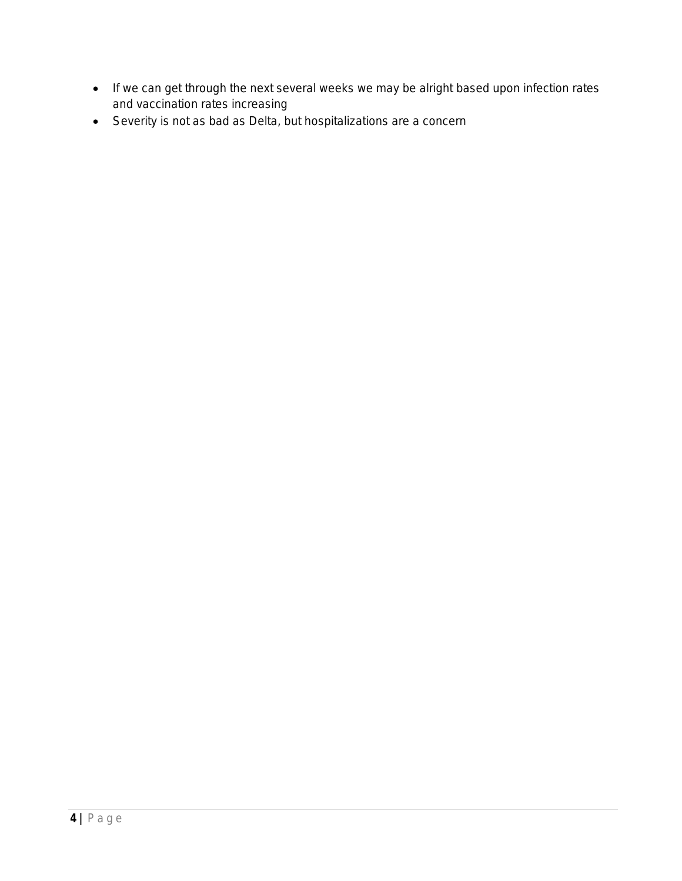- If we can get through the next several weeks we may be alright based upon infection rates and vaccination rates increasing
- Severity is not as bad as Delta, but hospitalizations are a concern